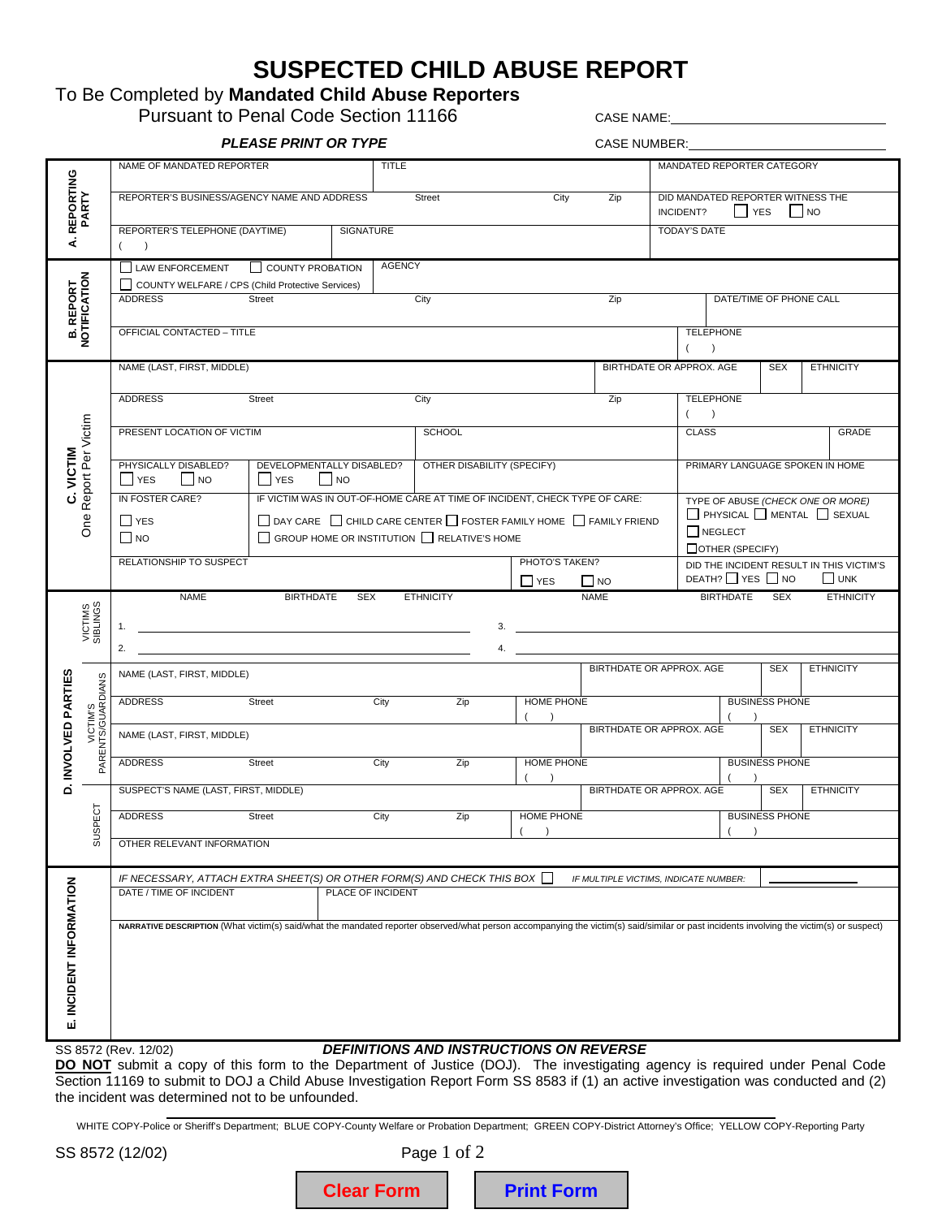# SUSPECTED CHILD ABUSE REPORT

To Be Completed by **Mandated Child Abuse Reporters**

Pursuant to Penal Code Section 11166

CASE NAME: ______________________

CASE NUMBER: ______________________

***PLEASE PRINT OR TYPE***

## A. REPORTING PARTY

| NAME OF MANDATED REPORTER | | TITLE | | | MANDATED REPORTER CATEGORY |
|---|---|---|---|---|---|
| REPORTER'S BUSINESS/AGENCY NAME AND ADDRESS | | Street | City | Zip | DID MANDATED REPORTER WITNESS THE INCIDENT? ☐ YES ☐ NO |
| REPORTER'S TELEPHONE (DAYTIME) ( ) | SIGNATURE | | | | TODAY'S DATE |

## B. REPORT NOTIFICATION

| ☐ LAW ENFORCEMENT ☐ COUNTY PROBATION ☐ COUNTY WELFARE / CPS (Child Protective Services) | AGENCY | | | |
|---|---|---|---|---|
| ADDRESS | Street | City | Zip | DATE/TIME OF PHONE CALL |
| OFFICIAL CONTACTED – TITLE | | | | TELEPHONE ( ) |

## C. VICTIM
One Report Per Victim

| NAME (LAST, FIRST, MIDDLE) | | | BIRTHDATE OR APPROX. AGE | SEX | ETHNICITY |
|---|---|---|---|---|---|
| ADDRESS | Street | City | Zip | TELEPHONE ( ) | |
| PRESENT LOCATION OF VICTIM | | SCHOOL | | CLASS | GRADE |
| PHYSICALLY DISABLED? ☐ YES ☐ NO | DEVELOPMENTALLY DISABLED? ☐ YES ☐ NO | OTHER DISABILITY (SPECIFY) | | PRIMARY LANGUAGE SPOKEN IN HOME | |
| IN FOSTER CARE? ☐ YES ☐ NO | IF VICTIM WAS IN OUT-OF-HOME CARE AT TIME OF INCIDENT, CHECK TYPE OF CARE: ☐ DAY CARE ☐ CHILD CARE CENTER ☐ FOSTER FAMILY HOME ☐ FAMILY FRIEND ☐ GROUP HOME OR INSTITUTION ☐ RELATIVE'S HOME | | | TYPE OF ABUSE *(CHECK ONE OR MORE)* ☐ PHYSICAL ☐ MENTAL ☐ SEXUAL ☐ NEGLECT ☐ OTHER (SPECIFY) | |
| RELATIONSHIP TO SUSPECT | | PHOTO'S TAKEN? ☐ YES ☐ NO | | DID THE INCIDENT RESULT IN THIS VICTIM'S DEATH? ☐ YES ☐ NO ☐ UNK | |

## D. INVOLVED PARTIES

### VICTIMS SIBLINGS

| | NAME | BIRTHDATE | SEX | ETHNICITY | | NAME | BIRTHDATE | SEX | ETHNICITY |
|---|---|---|---|---|---|---|---|---|---|
| 1. | | | | | 3. | | | | |
| 2. | | | | | 4. | | | | |

### VICTIM'S PARENTS/GUARDIANS

| NAME (LAST, FIRST, MIDDLE) | | | | BIRTHDATE OR APPROX. AGE | SEX | ETHNICITY |
|---|---|---|---|---|---|---|
| ADDRESS | Street | City | Zip | HOME PHONE ( ) | BUSINESS PHONE ( ) | |
| NAME (LAST, FIRST, MIDDLE) | | | | BIRTHDATE OR APPROX. AGE | SEX | ETHNICITY |
| ADDRESS | Street | City | Zip | HOME PHONE ( ) | BUSINESS PHONE ( ) | |

### SUSPECT

| SUSPECT'S NAME (LAST, FIRST, MIDDLE) | | | | BIRTHDATE OR APPROX. AGE | SEX | ETHNICITY |
|---|---|---|---|---|---|---|
| ADDRESS | Street | City | Zip | HOME PHONE ( ) | BUSINESS PHONE ( ) | |
| OTHER RELEVANT INFORMATION | | | | | | |

## E. INCIDENT INFORMATION

*IF NECESSARY, ATTACH EXTRA SHEET(S) OR OTHER FORM(S) AND CHECK THIS BOX* ☐ *IF MULTIPLE VICTIMS, INDICATE NUMBER:* ______

| DATE / TIME OF INCIDENT | PLACE OF INCIDENT |
|---|---|

**NARRATIVE DESCRIPTION** (What victim(s) said/what the mandated reporter observed/what person accompanying the victim(s) said/similar or past incidents involving the victim(s) or suspect)

SS 8572 (Rev. 12/02) ***DEFINITIONS AND INSTRUCTIONS ON REVERSE***

**DO NOT** submit a copy of this form to the Department of Justice (DOJ). The investigating agency is required under Penal Code Section 11169 to submit to DOJ a Child Abuse Investigation Report Form SS 8583 if (1) an active investigation was conducted and (2) the incident was determined not to be unfounded.

WHITE COPY-Police or Sheriff's Department; BLUE COPY-County Welfare or Probation Department; GREEN COPY-District Attorney's Office; YELLOW COPY-Reporting Party

SS 8572 (12/02)

Clear Form | Print Form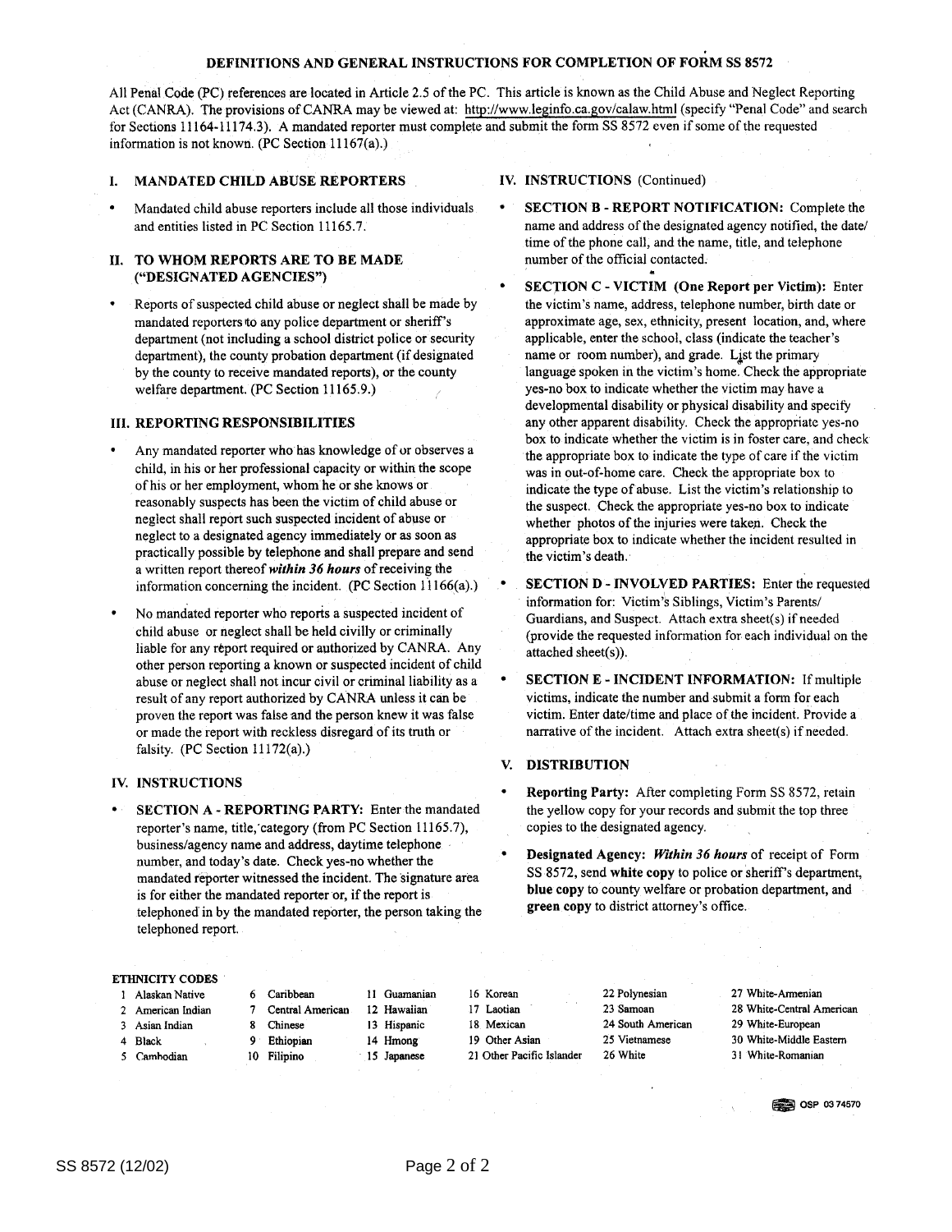# DEFINITIONS AND GENERAL INSTRUCTIONS FOR COMPLETION OF FORM SS 8572

All Penal Code (PC) references are located in Article 2.5 of the PC. This article is known as the Child Abuse and Neglect Reporting Act (CANRA). The provisions of CANRA may be viewed at: http://www.leginfo.ca.gov/calaw.html (specify "Penal Code" and search for Sections 11164-11174.3). A mandated reporter must complete and submit the form SS 8572 even if some of the requested information is not known. (PC Section 11167(a).)

## I. MANDATED CHILD ABUSE REPORTERS

- Mandated child abuse reporters include all those individuals and entities listed in PC Section 11165.7.

## II. TO WHOM REPORTS ARE TO BE MADE ("DESIGNATED AGENCIES")

- Reports of suspected child abuse or neglect shall be made by mandated reporters to any police department or sheriff's department (not including a school district police or security department), the county probation department (if designated by the county to receive mandated reports), or the county welfare department. (PC Section 11165.9.)

## III. REPORTING RESPONSIBILITIES

- Any mandated reporter who has knowledge of or observes a child, in his or her professional capacity or within the scope of his or her employment, whom he or she knows or reasonably suspects has been the victim of child abuse or neglect shall report such suspected incident of abuse or neglect to a designated agency immediately or as soon as practically possible by telephone and shall prepare and send a written report thereof ***within 36 hours*** of receiving the information concerning the incident. (PC Section 11166(a).)
- No mandated reporter who reports a suspected incident of child abuse or neglect shall be held civilly or criminally liable for any report required or authorized by CANRA. Any other person reporting a known or suspected incident of child abuse or neglect shall not incur civil or criminal liability as a result of any report authorized by CANRA unless it can be proven the report was false and the person knew it was false or made the report with reckless disregard of its truth or falsity. (PC Section 11172(a).)

## IV. INSTRUCTIONS

- **SECTION A - REPORTING PARTY:** Enter the mandated reporter's name, title, category (from PC Section 11165.7), business/agency name and address, daytime telephone number, and today's date. Check yes-no whether the mandated reporter witnessed the incident. The signature area is for either the mandated reporter or, if the report is telephoned in by the mandated reporter, the person taking the telephoned report.
- **SECTION B - REPORT NOTIFICATION:** Complete the name and address of the designated agency notified, the date/time of the phone call, and the name, title, and telephone number of the official contacted.
- **SECTION C - VICTIM (One Report per Victim):** Enter the victim's name, address, telephone number, birth date or approximate age, sex, ethnicity, present location, and, where applicable, enter the school, class (indicate the teacher's name or room number), and grade. List the primary language spoken in the victim's home. Check the appropriate yes-no box to indicate whether the victim may have a developmental disability or physical disability and specify any other apparent disability. Check the appropriate yes-no box to indicate whether the victim is in foster care, and check the appropriate box to indicate the type of care if the victim was in out-of-home care. Check the appropriate box to indicate the type of abuse. List the victim's relationship to the suspect. Check the appropriate yes-no box to indicate whether photos of the injuries were taken. Check the appropriate box to indicate whether the incident resulted in the victim's death.
- **SECTION D - INVOLVED PARTIES:** Enter the requested information for: Victim's Siblings, Victim's Parents/Guardians, and Suspect. Attach extra sheet(s) if needed (provide the requested information for each individual on the attached sheet(s)).
- **SECTION E - INCIDENT INFORMATION:** If multiple victims, indicate the number and submit a form for each victim. Enter date/time and place of the incident. Provide a narrative of the incident. Attach extra sheet(s) if needed.

## V. DISTRIBUTION

- **Reporting Party:** After completing Form SS 8572, retain the yellow copy for your records and submit the top three copies to the designated agency.
- **Designated Agency:** ***Within 36 hours*** of receipt of Form SS 8572, send **white copy** to police or sheriff's department, **blue copy** to county welfare or probation department, and **green copy** to district attorney's office.

**ETHNICITY CODES**

| | | | | | |
|---|---|---|---|---|---|
| 1 Alaskan Native | 6 Caribbean | 11 Guamanian | 16 Korean | 22 Polynesian | 27 White-Armenian |
| 2 American Indian | 7 Central American | 12 Hawaiian | 17 Laotian | 23 Samoan | 28 White-Central American |
| 3 Asian Indian | 8 Chinese | 13 Hispanic | 18 Mexican | 24 South American | 29 White-European |
| 4 Black | 9 Ethiopian | 14 Hmong | 19 Other Asian | 25 Vietnamese | 30 White-Middle Eastern |
| 5 Cambodian | 10 Filipino | 15 Japanese | 21 Other Pacific Islander | 26 White | 31 White-Romanian |

OSP 03 74570

SS 8572 (12/02)